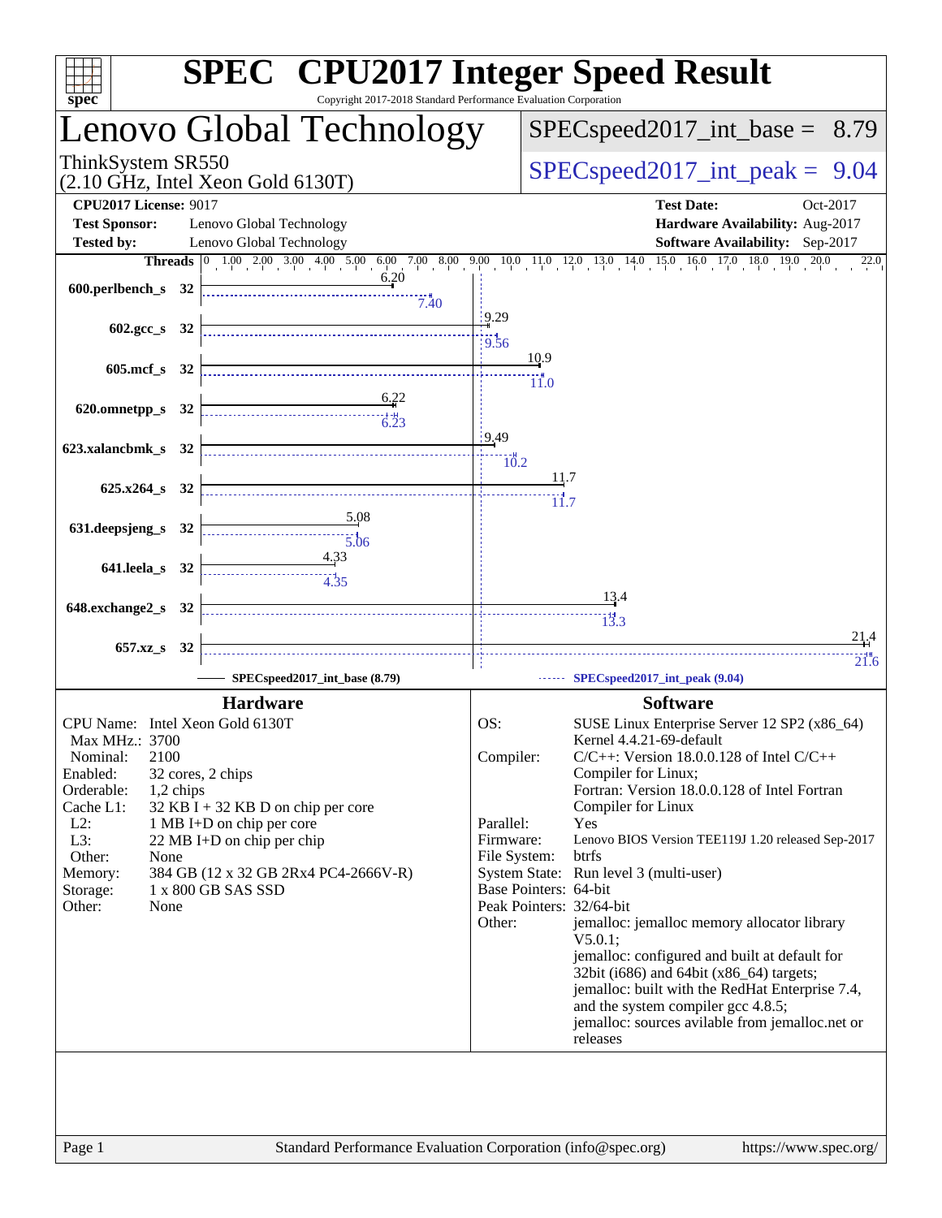# SPEC CPU2017 Integer Speed Result

Copyright 2017-2018 Standard Performance Evaluation Corporation

## Lenovo Global Technology

ThinkSystem SR550
(2.10 GHz, Intel Xeon Gold 6130T)

SPECspeed2017_int_base = 8.79

SPECspeed2017_int_peak = 9.04

**CPU2017 License:** 9017
**Test Sponsor:** Lenovo Global Technology
**Tested by:** Lenovo Global Technology

**Test Date:** Oct-2017
**Hardware Availability:** Aug-2017
**Software Availability:** Sep-2017

| Benchmark | Threads | Base | Peak |
|---|---|---|---|
| 600.perlbench_s | 32 | 6.20 | 7.40 |
| 602.gcc_s | 32 | 9.29 | 9.56 |
| 605.mcf_s | 32 | 10.9 | 11.0 |
| 620.omnetpp_s | 32 | 6.22 | 6.23 |
| 623.xalancbmk_s | 32 | 9.49 | 10.2 |
| 625.x264_s | 32 | 11.7 | 11.7 |
| 631.deepsjeng_s | 32 | 5.08 | 5.06 |
| 641.leela_s | 32 | 4.33 | 4.35 |
| 648.exchange2_s | 32 | 13.4 | 13.3 |
| 657.xz_s | 32 | 21.4 | 21.6 |

SPECspeed2017_int_base (8.79) — SPECspeed2017_int_peak (9.04)

### Hardware

| | |
|---|---|
| CPU Name: | Intel Xeon Gold 6130T |
| Max MHz.: | 3700 |
| Nominal: | 2100 |
| Enabled: | 32 cores, 2 chips |
| Orderable: | 1,2 chips |
| Cache L1: | 32 KB I + 32 KB D on chip per core |
| L2: | 1 MB I+D on chip per core |
| L3: | 22 MB I+D on chip per chip |
| Other: | None |
| Memory: | 384 GB (12 x 32 GB 2Rx4 PC4-2666V-R) |
| Storage: | 1 x 800 GB SAS SSD |
| Other: | None |

### Software

| | |
|---|---|
| OS: | SUSE Linux Enterprise Server 12 SP2 (x86_64) Kernel 4.4.21-69-default |
| Compiler: | C/C++: Version 18.0.0.128 of Intel C/C++ Compiler for Linux; Fortran: Version 18.0.0.128 of Intel Fortran Compiler for Linux |
| Parallel: | Yes |
| Firmware: | Lenovo BIOS Version TEE119J 1.20 released Sep-2017 |
| File System: | btrfs |
| System State: | Run level 3 (multi-user) |
| Base Pointers: | 64-bit |
| Peak Pointers: | 32/64-bit |
| Other: | jemalloc: jemalloc memory allocator library V5.0.1; jemalloc: configured and built at default for 32bit (i686) and 64bit (x86_64) targets; jemalloc: built with the RedHat Enterprise 7.4, and the system compiler gcc 4.8.5; jemalloc: sources avilable from jemalloc.net or releases |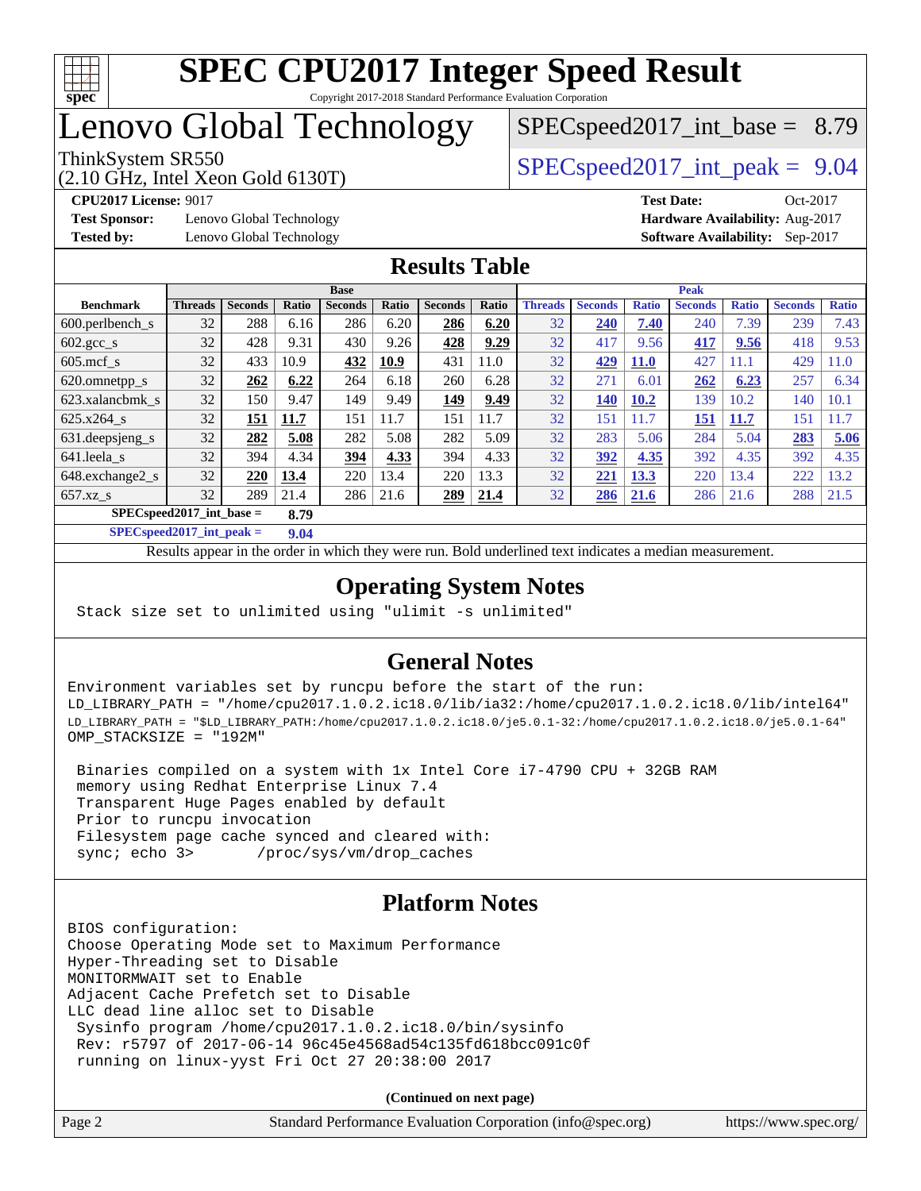# SPEC CPU2017 Integer Speed Result

Copyright 2017-2018 Standard Performance Evaluation Corporation

# Lenovo Global Technology

ThinkSystem SR550
(2.10 GHz, Intel Xeon Gold 6130T)

SPECspeed2017_int_base = 8.79

SPECspeed2017_int_peak = 9.04

**CPU2017 License:** 9017
**Test Sponsor:** Lenovo Global Technology
**Tested by:** Lenovo Global Technology

**Test Date:** Oct-2017
**Hardware Availability:** Aug-2017
**Software Availability:** Sep-2017

## Results Table

| Benchmark | Base | | | | | | | Peak | | | | | | |
|---|---|---|---|---|---|---|---|---|---|---|---|---|---|---|
| | Threads | Seconds | Ratio | Seconds | Ratio | Seconds | Ratio | Threads | Seconds | Ratio | Seconds | Ratio | Seconds | Ratio |
| 600.perlbench_s | 32 | 288 | 6.16 | 286 | 6.20 | **286** | **6.20** | 32 | **240** | **7.40** | 240 | 7.39 | 239 | 7.43 |
| 602.gcc_s | 32 | 428 | 9.31 | 430 | 9.26 | **428** | **9.29** | 32 | 417 | 9.56 | **417** | **9.56** | 418 | 9.53 |
| 605.mcf_s | 32 | 433 | 10.9 | **432** | **10.9** | 431 | 11.0 | 32 | **429** | **11.0** | 427 | 11.1 | 429 | 11.0 |
| 620.omnetpp_s | 32 | **262** | **6.22** | 264 | 6.18 | 260 | 6.28 | 32 | 271 | 6.01 | **262** | **6.23** | 257 | 6.34 |
| 623.xalancbmk_s | 32 | 150 | 9.47 | 149 | 9.49 | **149** | **9.49** | 32 | **140** | **10.2** | 139 | 10.2 | 140 | 10.1 |
| 625.x264_s | 32 | **151** | **11.7** | 151 | 11.7 | 151 | 11.7 | 32 | 151 | 11.7 | **151** | **11.7** | 151 | 11.7 |
| 631.deepsjeng_s | 32 | **282** | **5.08** | 282 | 5.08 | 282 | 5.09 | 32 | 283 | 5.06 | 284 | 5.04 | **283** | **5.06** |
| 641.leela_s | 32 | 394 | 4.34 | **394** | **4.33** | 394 | 4.33 | 32 | **392** | **4.35** | 392 | 4.35 | 392 | 4.35 |
| 648.exchange2_s | 32 | **220** | **13.4** | 220 | 13.4 | 220 | 13.3 | 32 | **221** | **13.3** | 220 | 13.4 | 222 | 13.2 |
| 657.xz_s | 32 | 289 | 21.4 | 286 | 21.6 | **289** | **21.4** | 32 | **286** | **21.6** | 286 | 21.6 | 288 | 21.5 |

**SPECspeed2017_int_base = 8.79**

**SPECspeed2017_int_peak = 9.04**

Results appear in the order in which they were run. Bold underlined text indicates a median measurement.

## Operating System Notes

```
Stack size set to unlimited using "ulimit -s unlimited"
```

## General Notes

```
Environment variables set by runcpu before the start of the run:
LD_LIBRARY_PATH = "/home/cpu2017.1.0.2.ic18.0/lib/ia32:/home/cpu2017.1.0.2.ic18.0/lib/intel64"
LD_LIBRARY_PATH = "$LD_LIBRARY_PATH:/home/cpu2017.1.0.2.ic18.0/je5.0.1-32:/home/cpu2017.1.0.2.ic18.0/je5.0.1-64"
OMP_STACKSIZE = "192M"

 Binaries compiled on a system with 1x Intel Core i7-4790 CPU + 32GB RAM
 memory using Redhat Enterprise Linux 7.4
 Transparent Huge Pages enabled by default
 Prior to runcpu invocation
 Filesystem page cache synced and cleared with:
 sync; echo 3>       /proc/sys/vm/drop_caches
```

## Platform Notes

```
BIOS configuration:
Choose Operating Mode set to Maximum Performance
Hyper-Threading set to Disable
MONITORMWAIT set to Enable
Adjacent Cache Prefetch set to Disable
LLC dead line alloc set to Disable
 Sysinfo program /home/cpu2017.1.0.2.ic18.0/bin/sysinfo
 Rev: r5797 of 2017-06-14 96c45e4568ad54c135fd618bcc091c0f
 running on linux-yyst Fri Oct 27 20:38:00 2017
```

**(Continued on next page)**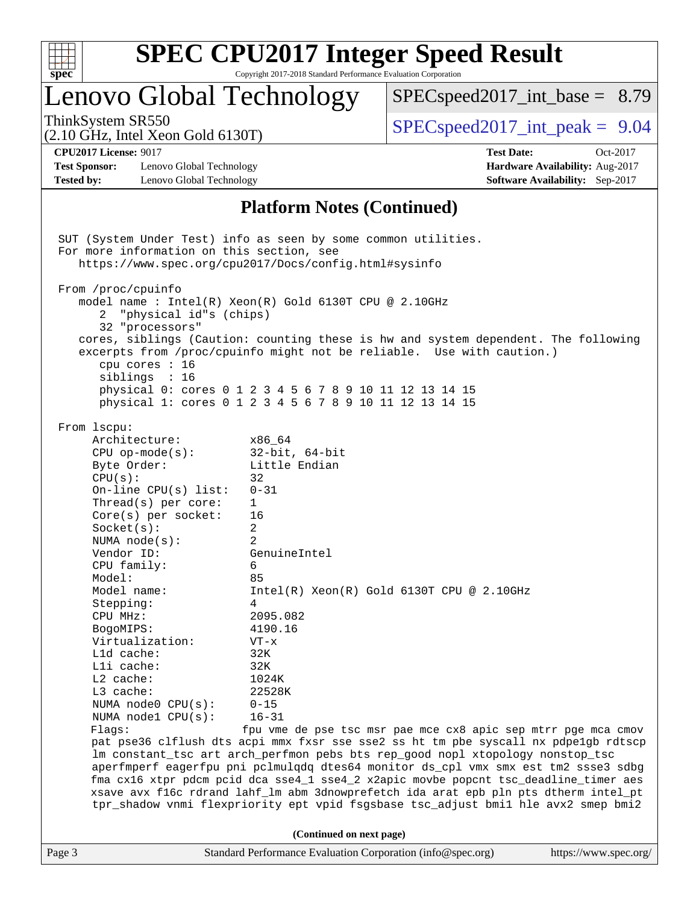## Platform Notes (Continued)

```
SUT (System Under Test) info as seen by some common utilities.
For more information on this section, see
   https://www.spec.org/cpu2017/Docs/config.html#sysinfo

From /proc/cpuinfo
   model name : Intel(R) Xeon(R) Gold 6130T CPU @ 2.10GHz
      2  "physical id"s (chips)
      32 "processors"
   cores, siblings (Caution: counting these is hw and system dependent. The following
   excerpts from /proc/cpuinfo might not be reliable.  Use with caution.)
      cpu cores : 16
      siblings  : 16
      physical 0: cores 0 1 2 3 4 5 6 7 8 9 10 11 12 13 14 15
      physical 1: cores 0 1 2 3 4 5 6 7 8 9 10 11 12 13 14 15

From lscpu:
     Architecture:          x86_64
     CPU op-mode(s):        32-bit, 64-bit
     Byte Order:            Little Endian
     CPU(s):                32
     On-line CPU(s) list:   0-31
     Thread(s) per core:    1
     Core(s) per socket:    16
     Socket(s):             2
     NUMA node(s):          2
     Vendor ID:             GenuineIntel
     CPU family:            6
     Model:                 85
     Model name:            Intel(R) Xeon(R) Gold 6130T CPU @ 2.10GHz
     Stepping:              4
     CPU MHz:               2095.082
     BogoMIPS:              4190.16
     Virtualization:        VT-x
     L1d cache:             32K
     L1i cache:             32K
     L2 cache:              1024K
     L3 cache:              22528K
     NUMA node0 CPU(s):     0-15
     NUMA node1 CPU(s):     16-31
     Flags:                 fpu vme de pse tsc msr pae mce cx8 apic sep mtrr pge mca cmov
     pat pse36 clflush dts acpi mmx fxsr sse sse2 ss ht tm pbe syscall nx pdpe1gb rdtscp
     lm constant_tsc art arch_perfmon pebs bts rep_good nopl xtopology nonstop_tsc
     aperfmperf eagerfpu pni pclmulqdq dtes64 monitor ds_cpl vmx smx est tm2 ssse3 sdbg
     fma cx16 xtpr pdcm pcid dca sse4_1 sse4_2 x2apic movbe popcnt tsc_deadline_timer aes
     xsave avx f16c rdrand lahf_lm abm 3dnowprefetch ida arat epb pln pts dtherm intel_pt
     tpr_shadow vnmi flexpriority ept vpid fsgsbase tsc_adjust bmi1 hle avx2 smep bmi2
```

**(Continued on next page)**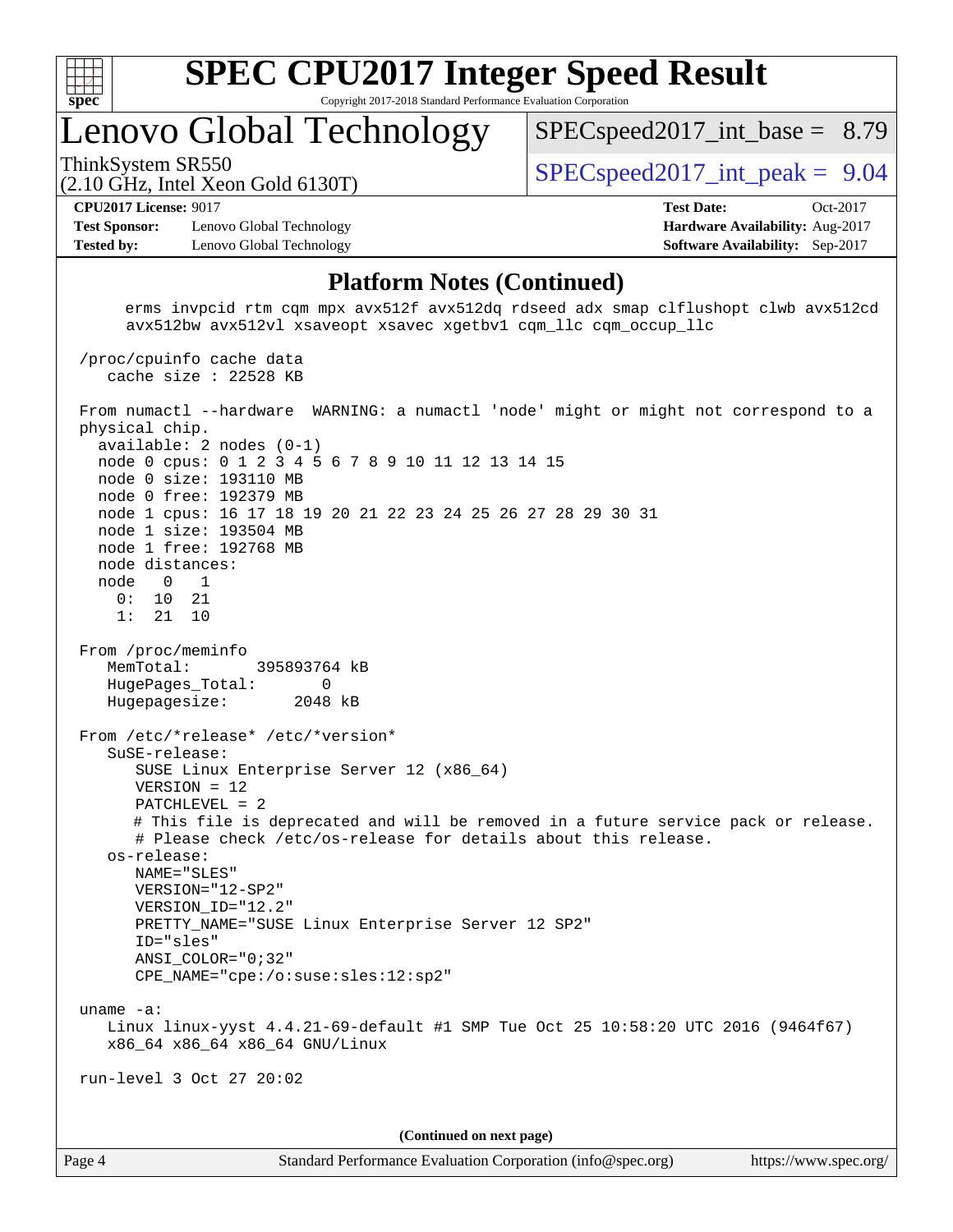# SPEC CPU2017 Integer Speed Result

Copyright 2017-2018 Standard Performance Evaluation Corporation

## Lenovo Global Technology

ThinkSystem SR550
(2.10 GHz, Intel Xeon Gold 6130T)

SPECspeed2017_int_base = 8.79

SPECspeed2017_int_peak = 9.04

**CPU2017 License:** 9017
**Test Sponsor:** Lenovo Global Technology
**Tested by:** Lenovo Global Technology

**Test Date:** Oct-2017
**Hardware Availability:** Aug-2017
**Software Availability:** Sep-2017

### Platform Notes (Continued)

```
      erms invpcid rtm cqm mpx avx512f avx512dq rdseed adx smap clflushopt clwb avx512cd
      avx512bw avx512vl xsaveopt xsavec xgetbv1 cqm_llc cqm_occup_llc

 /proc/cpuinfo cache data
    cache size : 22528 KB

 From numactl --hardware  WARNING: a numactl 'node' might or might not correspond to a
 physical chip.
   available: 2 nodes (0-1)
   node 0 cpus: 0 1 2 3 4 5 6 7 8 9 10 11 12 13 14 15
   node 0 size: 193110 MB
   node 0 free: 192379 MB
   node 1 cpus: 16 17 18 19 20 21 22 23 24 25 26 27 28 29 30 31
   node 1 size: 193504 MB
   node 1 free: 192768 MB
   node distances:
   node   0   1
     0:  10  21
     1:  21  10

 From /proc/meminfo
    MemTotal:       395893764 kB
    HugePages_Total:       0
    Hugepagesize:       2048 kB

 From /etc/*release* /etc/*version*
    SuSE-release:
       SUSE Linux Enterprise Server 12 (x86_64)
       VERSION = 12
       PATCHLEVEL = 2
       # This file is deprecated and will be removed in a future service pack or release.
       # Please check /etc/os-release for details about this release.
    os-release:
       NAME="SLES"
       VERSION="12-SP2"
       VERSION_ID="12.2"
       PRETTY_NAME="SUSE Linux Enterprise Server 12 SP2"
       ID="sles"
       ANSI_COLOR="0;32"
       CPE_NAME="cpe:/o:suse:sles:12:sp2"

 uname -a:
    Linux linux-yyst 4.4.21-69-default #1 SMP Tue Oct 25 10:58:20 UTC 2016 (9464f67)
    x86_64 x86_64 x86_64 GNU/Linux

 run-level 3 Oct 27 20:02
```

(Continued on next page)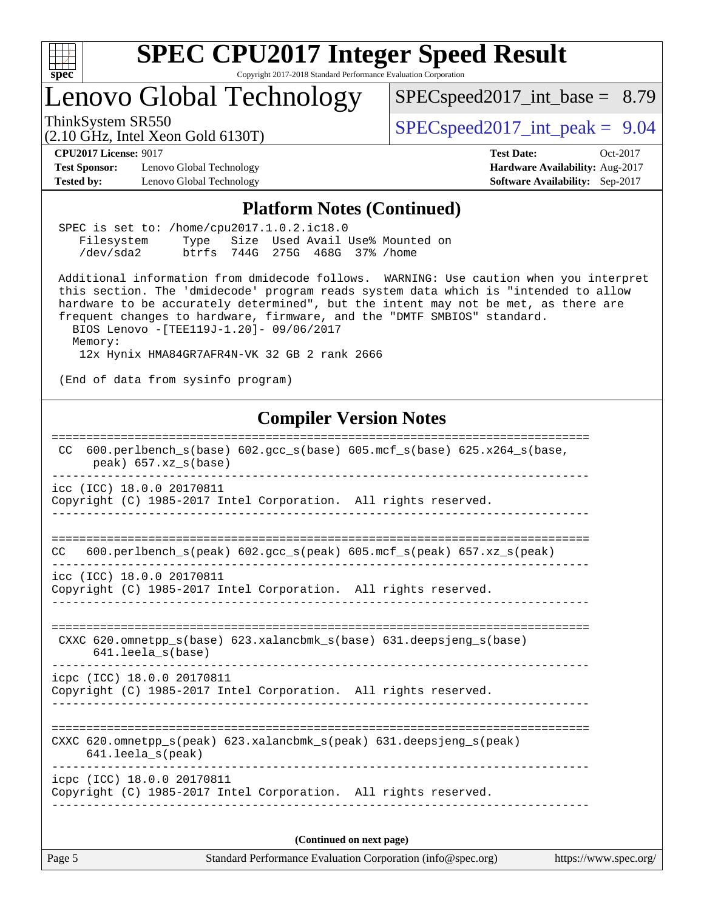# SPEC CPU2017 Integer Speed Result

Copyright 2017-2018 Standard Performance Evaluation Corporation

## Lenovo Global Technology

ThinkSystem SR550
(2.10 GHz, Intel Xeon Gold 6130T)

SPECspeed2017_int_base = 8.79

SPECspeed2017_int_peak = 9.04

**CPU2017 License:** 9017
**Test Sponsor:** Lenovo Global Technology
**Tested by:** Lenovo Global Technology

**Test Date:** Oct-2017
**Hardware Availability:** Aug-2017
**Software Availability:** Sep-2017

## Platform Notes (Continued)

```
SPEC is set to: /home/cpu2017.1.0.2.ic18.0
   Filesystem     Type   Size  Used Avail Use% Mounted on
   /dev/sda2      btrfs  744G  275G  468G  37% /home

Additional information from dmidecode follows.  WARNING: Use caution when you interpret
this section. The 'dmidecode' program reads system data which is "intended to allow
hardware to be accurately determined", but the intent may not be met, as there are
frequent changes to hardware, firmware, and the "DMTF SMBIOS" standard.
  BIOS Lenovo -[TEE119J-1.20]- 09/06/2017
  Memory:
   12x Hynix HMA84GR7AFR4N-VK 32 GB 2 rank 2666

(End of data from sysinfo program)
```

## Compiler Version Notes

```
==============================================================================
 CC  600.perlbench_s(base) 602.gcc_s(base) 605.mcf_s(base) 625.x264_s(base,
      peak) 657.xz_s(base)
------------------------------------------------------------------------------
icc (ICC) 18.0.0 20170811
Copyright (C) 1985-2017 Intel Corporation.  All rights reserved.
------------------------------------------------------------------------------

==============================================================================
CC   600.perlbench_s(peak) 602.gcc_s(peak) 605.mcf_s(peak) 657.xz_s(peak)
------------------------------------------------------------------------------
icc (ICC) 18.0.0 20170811
Copyright (C) 1985-2017 Intel Corporation.  All rights reserved.
------------------------------------------------------------------------------

==============================================================================
 CXXC 620.omnetpp_s(base) 623.xalancbmk_s(base) 631.deepsjeng_s(base)
      641.leela_s(base)
------------------------------------------------------------------------------
icpc (ICC) 18.0.0 20170811
Copyright (C) 1985-2017 Intel Corporation.  All rights reserved.
------------------------------------------------------------------------------

==============================================================================
CXXC 620.omnetpp_s(peak) 623.xalancbmk_s(peak) 631.deepsjeng_s(peak)
     641.leela_s(peak)
------------------------------------------------------------------------------
icpc (ICC) 18.0.0 20170811
Copyright (C) 1985-2017 Intel Corporation.  All rights reserved.
------------------------------------------------------------------------------
```

(Continued on next page)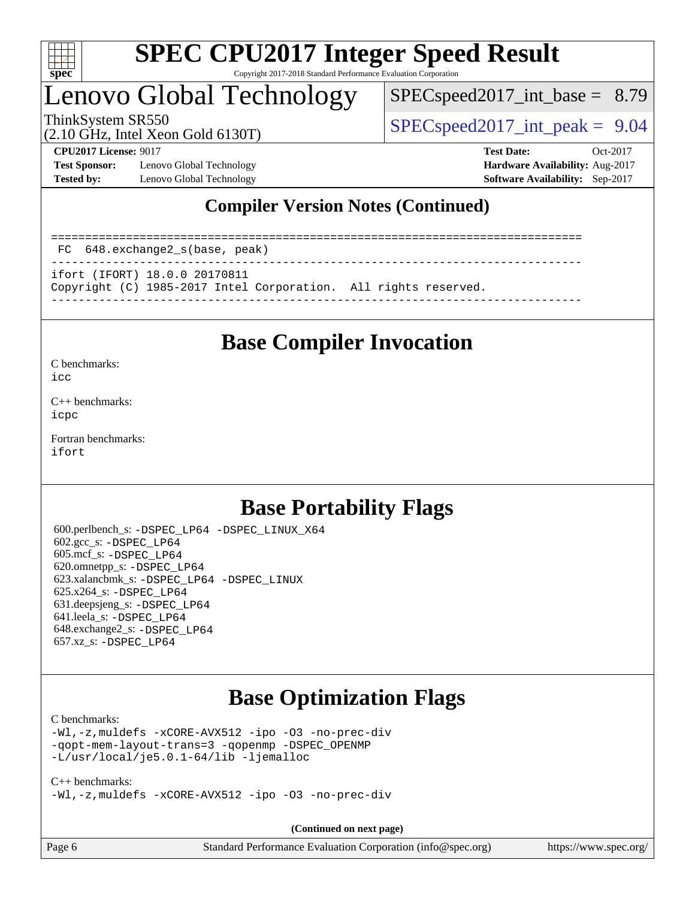## Compiler Version Notes (Continued)

```
==============================================================================
 FC  648.exchange2_s(base, peak)
------------------------------------------------------------------------------
ifort (IFORT) 18.0.0 20170811
Copyright (C) 1985-2017 Intel Corporation.  All rights reserved.
------------------------------------------------------------------------------
```

## Base Compiler Invocation

C benchmarks:
icc

C++ benchmarks:
icpc

Fortran benchmarks:
ifort

## Base Portability Flags

600.perlbench_s: -DSPEC_LP64 -DSPEC_LINUX_X64
602.gcc_s: -DSPEC_LP64
605.mcf_s: -DSPEC_LP64
620.omnetpp_s: -DSPEC_LP64
623.xalancbmk_s: -DSPEC_LP64 -DSPEC_LINUX
625.x264_s: -DSPEC_LP64
631.deepsjeng_s: -DSPEC_LP64
641.leela_s: -DSPEC_LP64
648.exchange2_s: -DSPEC_LP64
657.xz_s: -DSPEC_LP64

## Base Optimization Flags

C benchmarks:
-Wl,-z,muldefs -xCORE-AVX512 -ipo -O3 -no-prec-div
-qopt-mem-layout-trans=3 -qopenmp -DSPEC_OPENMP
-L/usr/local/je5.0.1-64/lib -ljemalloc

C++ benchmarks:
-Wl,-z,muldefs -xCORE-AVX512 -ipo -O3 -no-prec-div

(Continued on next page)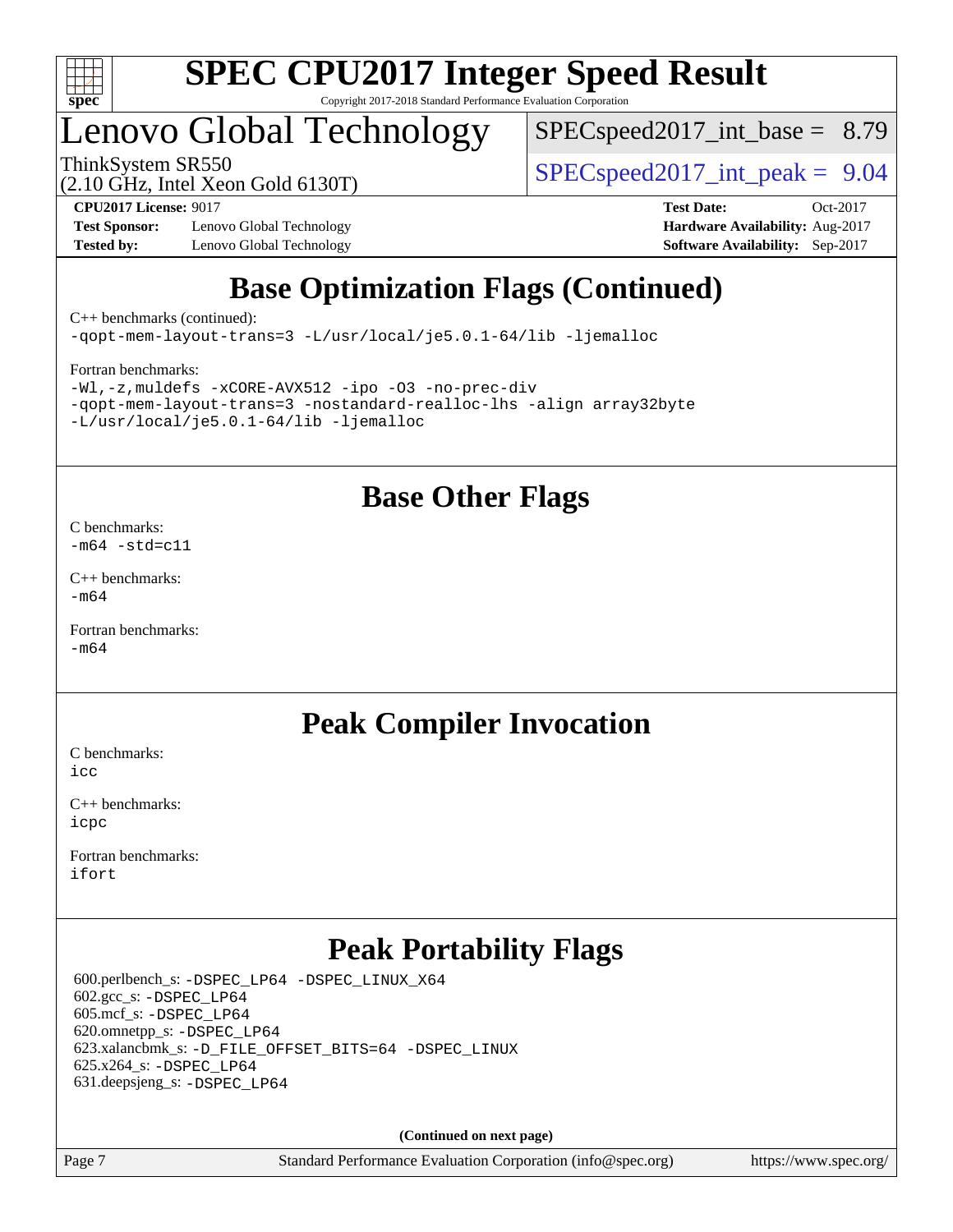# Base Optimization Flags (Continued)

C++ benchmarks (continued):

```
-qopt-mem-layout-trans=3 -L/usr/local/je5.0.1-64/lib -ljemalloc
```

Fortran benchmarks:

```
-Wl,-z,muldefs -xCORE-AVX512 -ipo -O3 -no-prec-div
-qopt-mem-layout-trans=3 -nostandard-realloc-lhs -align array32byte
-L/usr/local/je5.0.1-64/lib -ljemalloc
```

# Base Other Flags

C benchmarks:

```
-m64 -std=c11
```

C++ benchmarks:

```
-m64
```

Fortran benchmarks:

```
-m64
```

# Peak Compiler Invocation

C benchmarks:

```
icc
```

C++ benchmarks:

```
icpc
```

Fortran benchmarks:

```
ifort
```

# Peak Portability Flags

600.perlbench_s: -DSPEC_LP64 -DSPEC_LINUX_X64
602.gcc_s: -DSPEC_LP64
605.mcf_s: -DSPEC_LP64
620.omnetpp_s: -DSPEC_LP64
623.xalancbmk_s: -D_FILE_OFFSET_BITS=64 -DSPEC_LINUX
625.x264_s: -DSPEC_LP64
631.deepsjeng_s: -DSPEC_LP64

**(Continued on next page)**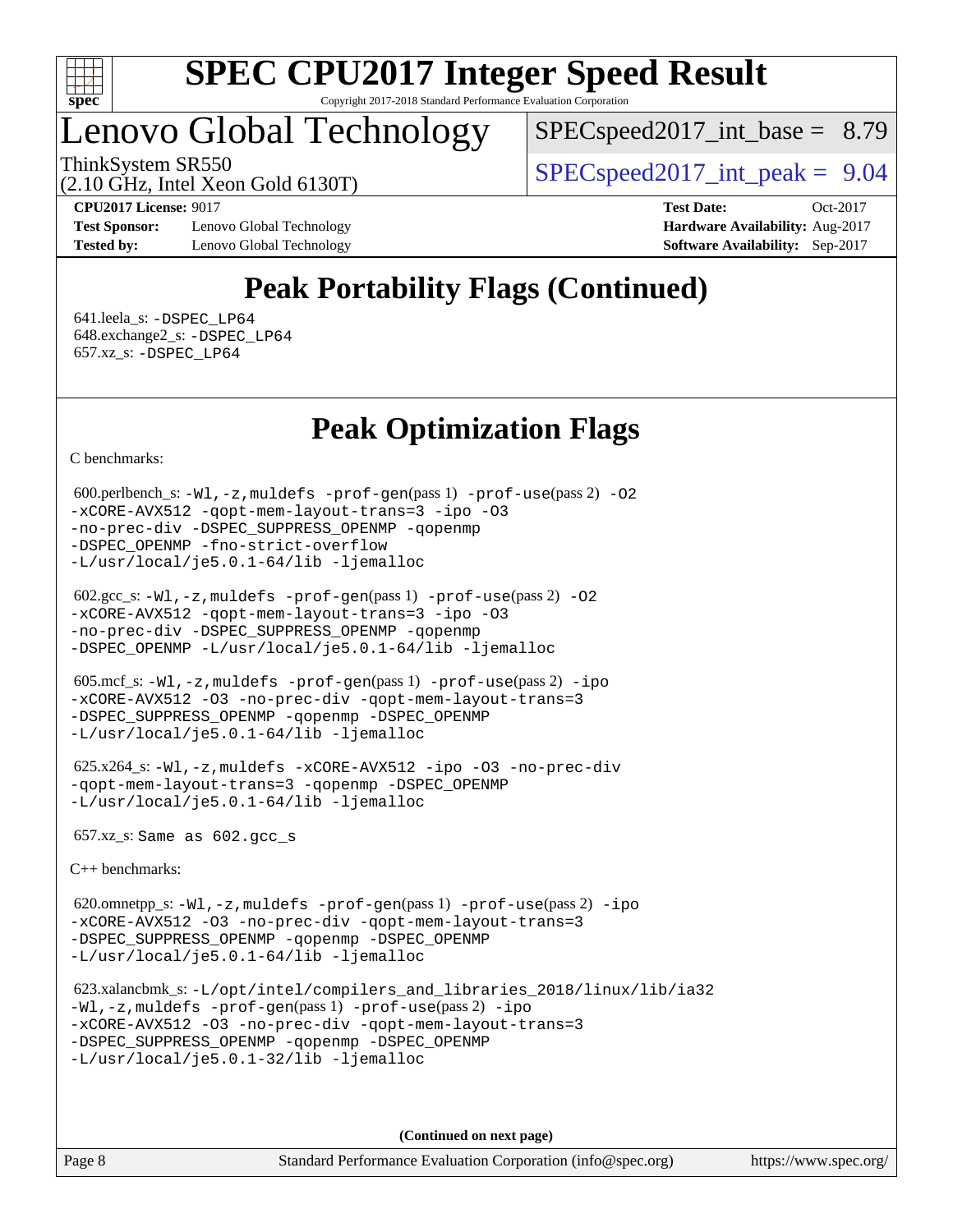# Peak Portability Flags (Continued)

641.leela_s: -DSPEC_LP64
648.exchange2_s: -DSPEC_LP64
657.xz_s: -DSPEC_LP64

# Peak Optimization Flags

C benchmarks:

600.perlbench_s: -Wl,-z,muldefs -prof-gen(pass 1) -prof-use(pass 2) -O2 -xCORE-AVX512 -qopt-mem-layout-trans=3 -ipo -O3 -no-prec-div -DSPEC_SUPPRESS_OPENMP -qopenmp -DSPEC_OPENMP -fno-strict-overflow -L/usr/local/je5.0.1-64/lib -ljemalloc

602.gcc_s: -Wl,-z,muldefs -prof-gen(pass 1) -prof-use(pass 2) -O2 -xCORE-AVX512 -qopt-mem-layout-trans=3 -ipo -O3 -no-prec-div -DSPEC_SUPPRESS_OPENMP -qopenmp -DSPEC_OPENMP -L/usr/local/je5.0.1-64/lib -ljemalloc

605.mcf_s: -Wl,-z,muldefs -prof-gen(pass 1) -prof-use(pass 2) -ipo -xCORE-AVX512 -O3 -no-prec-div -qopt-mem-layout-trans=3 -DSPEC_SUPPRESS_OPENMP -qopenmp -DSPEC_OPENMP -L/usr/local/je5.0.1-64/lib -ljemalloc

625.x264_s: -Wl,-z,muldefs -xCORE-AVX512 -ipo -O3 -no-prec-div -qopt-mem-layout-trans=3 -qopenmp -DSPEC_OPENMP -L/usr/local/je5.0.1-64/lib -ljemalloc

657.xz_s: Same as 602.gcc_s

C++ benchmarks:

620.omnetpp_s: -Wl,-z,muldefs -prof-gen(pass 1) -prof-use(pass 2) -ipo -xCORE-AVX512 -O3 -no-prec-div -qopt-mem-layout-trans=3 -DSPEC_SUPPRESS_OPENMP -qopenmp -DSPEC_OPENMP -L/usr/local/je5.0.1-64/lib -ljemalloc

623.xalancbmk_s: -L/opt/intel/compilers_and_libraries_2018/linux/lib/ia32 -Wl,-z,muldefs -prof-gen(pass 1) -prof-use(pass 2) -ipo -xCORE-AVX512 -O3 -no-prec-div -qopt-mem-layout-trans=3 -DSPEC_SUPPRESS_OPENMP -qopenmp -DSPEC_OPENMP -L/usr/local/je5.0.1-32/lib -ljemalloc

(Continued on next page)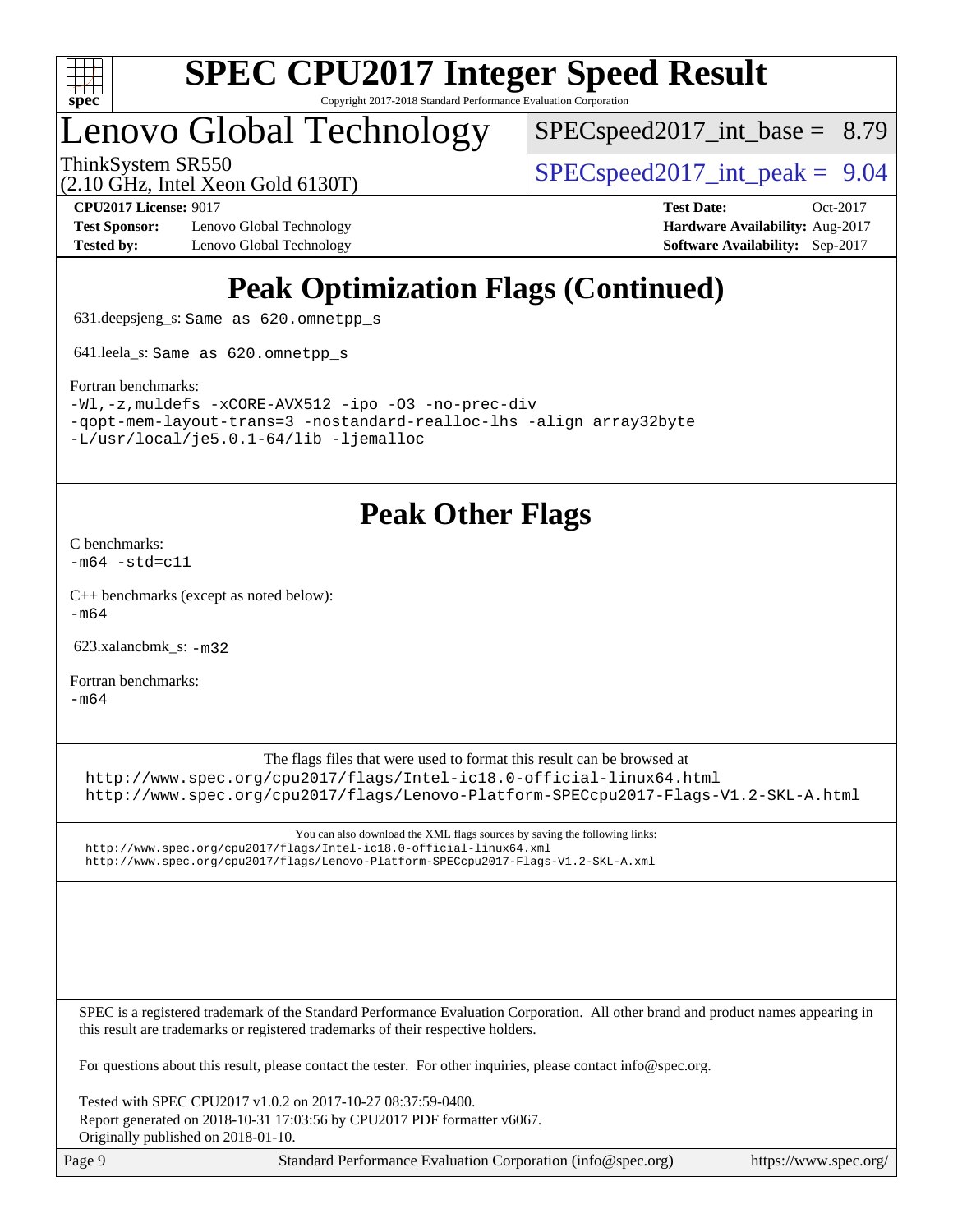# Peak Optimization Flags (Continued)

631.deepsjeng_s: Same as 620.omnetpp_s

641.leela_s: Same as 620.omnetpp_s

Fortran benchmarks:
-Wl,-z,muldefs -xCORE-AVX512 -ipo -O3 -no-prec-div
-qopt-mem-layout-trans=3 -nostandard-realloc-lhs -align array32byte
-L/usr/local/je5.0.1-64/lib -ljemalloc

# Peak Other Flags

C benchmarks:
-m64 -std=c11

C++ benchmarks (except as noted below):
-m64

623.xalancbmk_s: -m32

Fortran benchmarks:
-m64

The flags files that were used to format this result can be browsed at
http://www.spec.org/cpu2017/flags/Intel-ic18.0-official-linux64.html
http://www.spec.org/cpu2017/flags/Lenovo-Platform-SPECcpu2017-Flags-V1.2-SKL-A.html

You can also download the XML flags sources by saving the following links:
http://www.spec.org/cpu2017/flags/Intel-ic18.0-official-linux64.xml
http://www.spec.org/cpu2017/flags/Lenovo-Platform-SPECcpu2017-Flags-V1.2-SKL-A.xml

SPEC is a registered trademark of the Standard Performance Evaluation Corporation. All other brand and product names appearing in this result are trademarks or registered trademarks of their respective holders.

For questions about this result, please contact the tester. For other inquiries, please contact info@spec.org.

Tested with SPEC CPU2017 v1.0.2 on 2017-10-27 08:37:59-0400.
Report generated on 2018-10-31 17:03:56 by CPU2017 PDF formatter v6067.
Originally published on 2018-01-10.